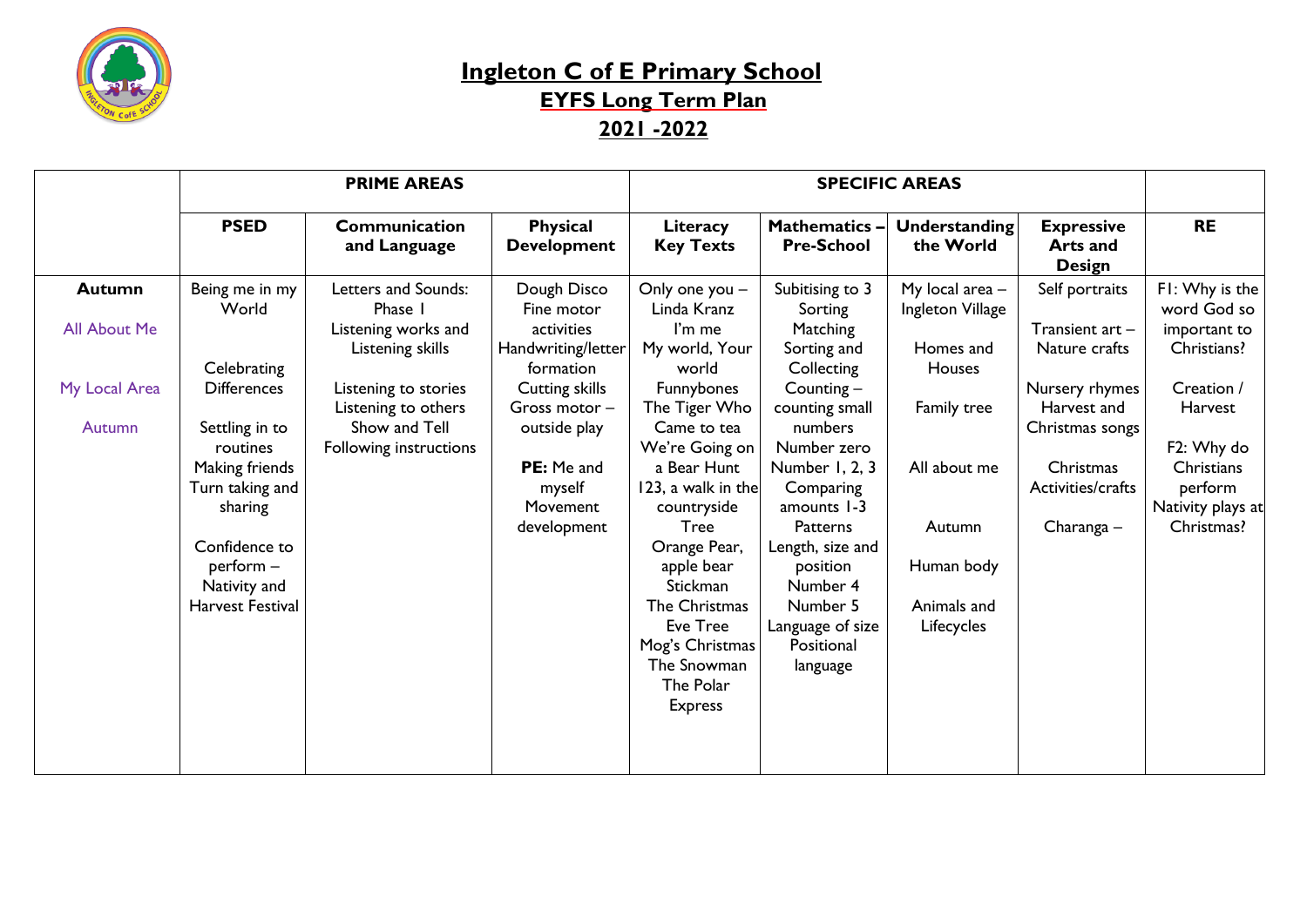# Ingleton C of E Primary School

## EYFS Long Term Plan

## 2021 -2022

| | PRIME AREAS | | | SPECIFIC AREAS | | | | |
|---|---|---|---|---|---|---|---|---|
| | **PSED** | **Communication and Language** | **Physical Development** | **Literacy Key Texts** | **Mathematics – Pre-School** | **Understanding the World** | **Expressive Arts and Design** | **RE** |
| **Autumn**<br><br>All About Me<br><br>My Local Area<br><br>Autumn | Being me in my World<br><br>Celebrating Differences<br><br>Settling in to routines<br>Making friends<br>Turn taking and sharing<br><br>Confidence to perform – Nativity and Harvest Festival | Letters and Sounds: Phase 1<br>Listening works and Listening skills<br><br>Listening to stories<br>Listening to others<br>Show and Tell<br>Following instructions | Dough Disco<br>Fine motor activities<br>Handwriting/letter formation<br>Cutting skills<br>Gross motor – outside play<br><br>**PE:** Me and myself<br>Movement development | Only one you – Linda Kranz<br>I'm me<br>My world, Your world<br>Funnybones<br>The Tiger Who Came to tea<br>We're Going on a Bear Hunt<br>123, a walk in the countryside<br>Tree<br>Orange Pear, apple bear<br>Stickman<br>The Christmas Eve Tree<br>Mog's Christmas<br>The Snowman<br>The Polar Express | Subitising to 3<br>Sorting<br>Matching<br>Sorting and Collecting<br>Counting – counting small numbers<br>Number zero<br>Number 1, 2, 3<br>Comparing amounts 1-3<br>Patterns<br>Length, size and position<br>Number 4<br>Number 5<br>Language of size<br>Positional language | My local area – Ingleton Village<br><br>Homes and Houses<br><br>Family tree<br><br>All about me<br><br>Autumn<br><br>Human body<br><br>Animals and Lifecycles | Self portraits<br><br>Transient art – Nature crafts<br><br>Nursery rhymes<br>Harvest and Christmas songs<br><br>Christmas Activities/crafts<br><br>Charanga – | F1: Why is the word God so important to Christians?<br><br>Creation / Harvest<br><br>F2: Why do Christians perform Nativity plays at Christmas? |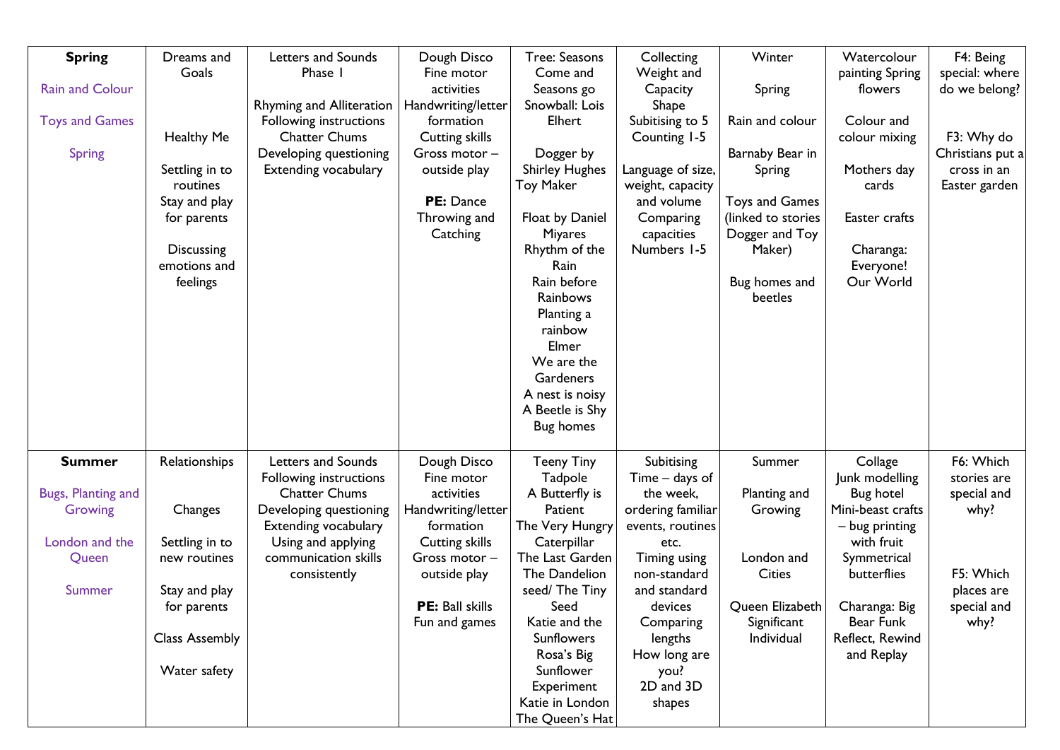| **Spring**<br><br>Rain and Colour<br><br>Toys and Games<br><br>Spring | Dreams and Goals<br><br>Healthy Me<br><br>Settling in to routines<br>Stay and play for parents<br><br>Discussing emotions and feelings | Letters and Sounds Phase 1<br><br>Rhyming and Alliteration<br>Following instructions<br>Chatter Chums<br>Developing questioning<br>Extending vocabulary | Dough Disco<br>Fine motor activities<br>Handwriting/letter formation<br>Cutting skills<br>Gross motor – outside play<br><br>**PE:** Dance<br>Throwing and Catching | Tree: Seasons Come and Seasons go<br>Snowball: Lois Elhert<br><br>Dogger by Shirley Hughes<br>Toy Maker<br><br>Float by Daniel Miyares<br>Rhythm of the Rain<br>Rain before Rainbows<br>Planting a rainbow<br>Elmer<br>We are the Gardeners<br>A nest is noisy<br>A Beetle is Shy<br>Bug homes | Collecting<br>Weight and Capacity<br>Shape<br>Subitising to 5<br>Counting 1-5<br><br>Language of size, weight, capacity and volume<br>Comparing capacities<br>Numbers 1-5 | Winter<br><br>Spring<br><br>Rain and colour<br><br>Barnaby Bear in Spring<br><br>Toys and Games (linked to stories Dogger and Toy Maker)<br><br>Bug homes and beetles | Watercolour painting Spring flowers<br><br>Colour and colour mixing<br><br>Mothers day cards<br><br>Easter crafts<br><br>Charanga: Everyone!<br>Our World | F4: Being special: where do we belong?<br><br>F3: Why do Christians put a cross in an Easter garden |
|---|---|---|---|---|---|---|---|---|
| **Summer**<br><br>Bugs, Planting and Growing<br><br>London and the Queen<br><br>Summer | Relationships<br><br>Changes<br><br>Settling in to new routines<br><br>Stay and play for parents<br><br>Class Assembly<br><br>Water safety | Letters and Sounds<br>Following instructions<br>Chatter Chums<br>Developing questioning<br>Extending vocabulary<br>Using and applying communication skills consistently | Dough Disco<br>Fine motor activities<br>Handwriting/letter formation<br>Cutting skills<br>Gross motor – outside play<br><br>**PE:** Ball skills<br>Fun and games | Teeny Tiny Tadpole<br>A Butterfly is Patient<br>The Very Hungry Caterpillar<br>The Last Garden<br>The Dandelion seed/ The Tiny Seed<br>Katie and the Sunflowers<br>Rosa's Big Sunflower Experiment<br>Katie in London<br>The Queen's Hat | Subitising<br>Time – days of the week, ordering familiar events, routines etc.<br>Timing using non-standard and standard devices<br>Comparing lengths<br>How long are you?<br>2D and 3D shapes | Summer<br><br>Planting and Growing<br><br>London and Cities<br><br>Queen Elizabeth Significant Individual | Collage<br>Junk modelling<br>Bug hotel<br>Mini-beast crafts – bug printing with fruit<br>Symmetrical butterflies<br><br>Charanga: Big Bear Funk<br>Reflect, Rewind and Replay | F6: Which stories are special and why?<br><br>F5: Which places are special and why? |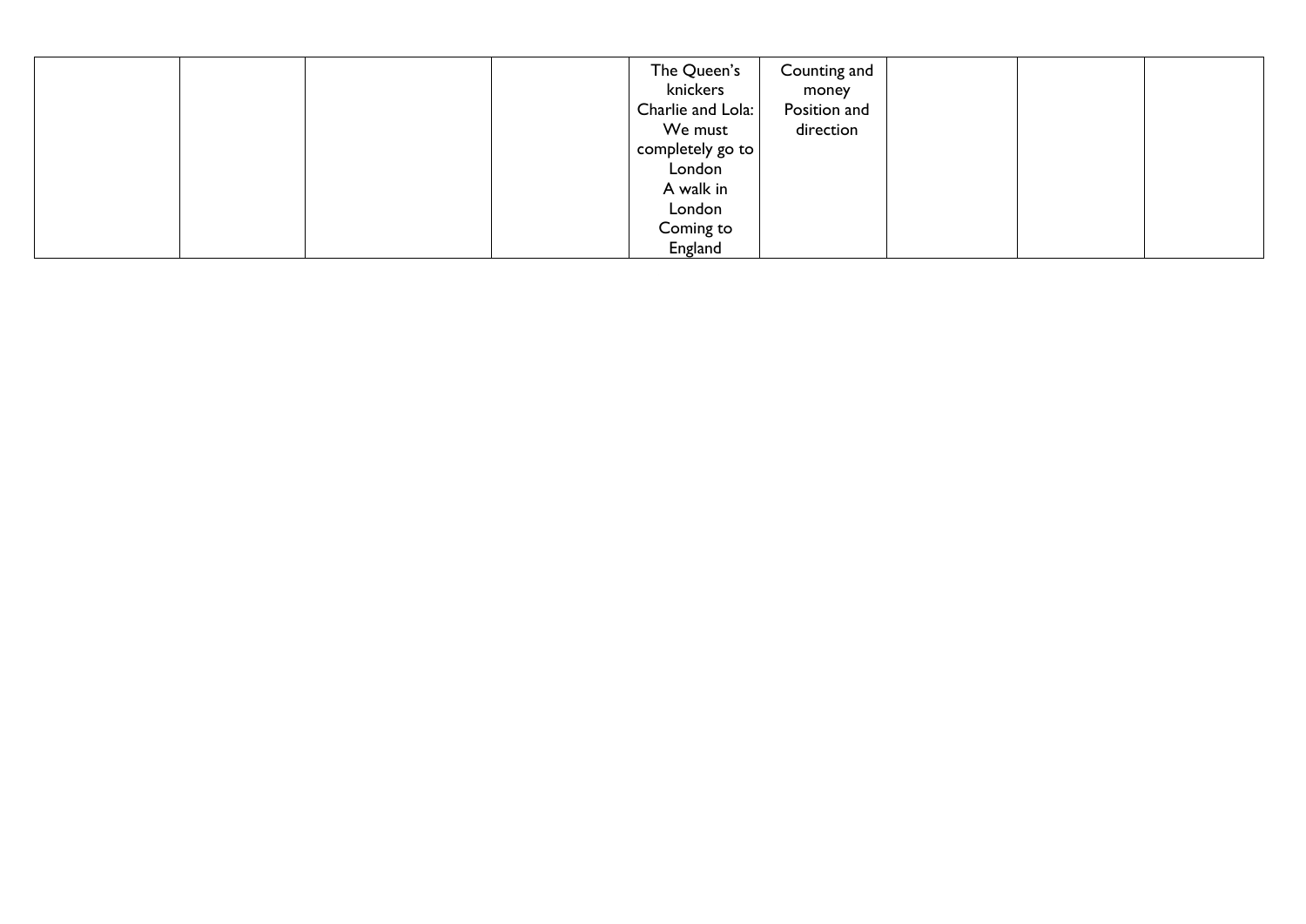| | | | | | | | | |
|---|---|---|---|---|---|---|---|---|
| | | | | The Queen's knickers<br>Charlie and Lola: We must completely go to London<br>A walk in London<br>Coming to England | Counting and money<br>Position and direction | | | |